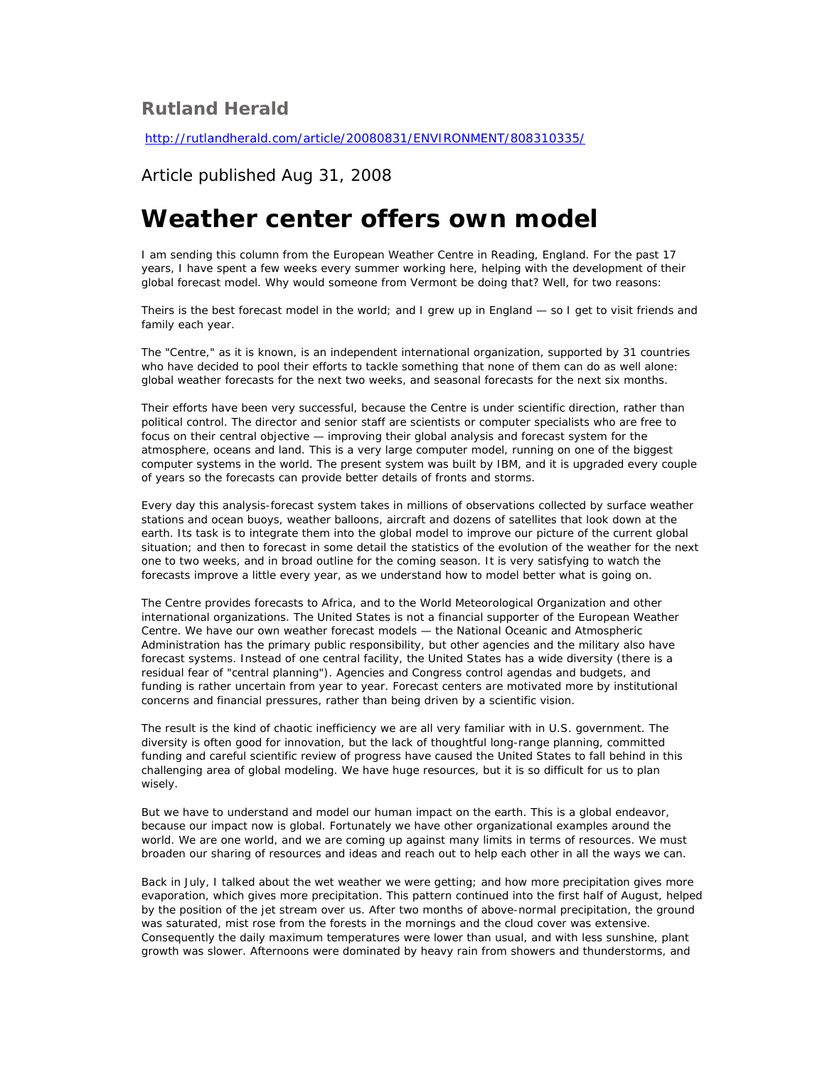## Rutland Herald

http://rutlandherald.com/article/20080831/ENVIRONMENT/808310335/

Article published Aug 31, 2008

# Weather center offers own model

I am sending this column from the European Weather Centre in Reading, England. For the past 17 years, I have spent a few weeks every summer working here, helping with the development of their global forecast model. Why would someone from Vermont be doing that? Well, for two reasons:

Theirs is the best forecast model in the world; and I grew up in England — so I get to visit friends and family each year.

The "Centre," as it is known, is an independent international organization, supported by 31 countries who have decided to pool their efforts to tackle something that none of them can do as well alone: global weather forecasts for the next two weeks, and seasonal forecasts for the next six months.

Their efforts have been very successful, because the Centre is under scientific direction, rather than political control. The director and senior staff are scientists or computer specialists who are free to focus on their central objective — improving their global analysis and forecast system for the atmosphere, oceans and land. This is a very large computer model, running on one of the biggest computer systems in the world. The present system was built by IBM, and it is upgraded every couple of years so the forecasts can provide better details of fronts and storms.

Every day this analysis-forecast system takes in millions of observations collected by surface weather stations and ocean buoys, weather balloons, aircraft and dozens of satellites that look down at the earth. Its task is to integrate them into the global model to improve our picture of the current global situation; and then to forecast in some detail the statistics of the evolution of the weather for the next one to two weeks, and in broad outline for the coming season. It is very satisfying to watch the forecasts improve a little every year, as we understand how to model better what is going on.

The Centre provides forecasts to Africa, and to the World Meteorological Organization and other international organizations. The United States is not a financial supporter of the European Weather Centre. We have our own weather forecast models — the National Oceanic and Atmospheric Administration has the primary public responsibility, but other agencies and the military also have forecast systems. Instead of one central facility, the United States has a wide diversity (there is a residual fear of "central planning"). Agencies and Congress control agendas and budgets, and funding is rather uncertain from year to year. Forecast centers are motivated more by institutional concerns and financial pressures, rather than being driven by a scientific vision.

The result is the kind of chaotic inefficiency we are all very familiar with in U.S. government. The diversity is often good for innovation, but the lack of thoughtful long-range planning, committed funding and careful scientific review of progress have caused the United States to fall behind in this challenging area of global modeling. We have huge resources, but it is so difficult for us to plan wisely.

But we have to understand and model our human impact on the earth. This is a global endeavor, because our impact now is global. Fortunately we have other organizational examples around the world. We are one world, and we are coming up against many limits in terms of resources. We must broaden our sharing of resources and ideas and reach out to help each other in all the ways we can.

Back in July, I talked about the wet weather we were getting; and how more precipitation gives more evaporation, which gives more precipitation. This pattern continued into the first half of August, helped by the position of the jet stream over us. After two months of above-normal precipitation, the ground was saturated, mist rose from the forests in the mornings and the cloud cover was extensive. Consequently the daily maximum temperatures were lower than usual, and with less sunshine, plant growth was slower. Afternoons were dominated by heavy rain from showers and thunderstorms, and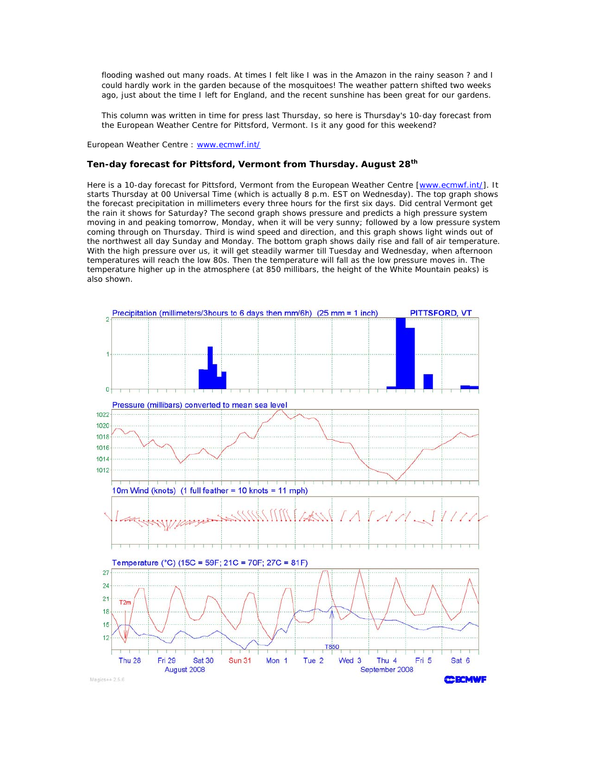flooding washed out many roads. At times I felt like I was in the Amazon in the rainy season ? and I could hardly work in the garden because of the mosquitoes! The weather pattern shifted two weeks ago, just about the time I left for England, and the recent sunshine has been great for our gardens.

This column was written in time for press last Thursday, so here is Thursday's 10-day forecast from the European Weather Centre for Pittsford, Vermont. Is it any good for this weekend?

European Weather Centre : www.ecmwf.int/

### Ten-day forecast for Pittsford, Vermont from Thursday. August 28th

Here is a 10-day forecast for Pittsford, Vermont from the European Weather Centre [www.ecmwf.int/]. It starts Thursday at 00 Universal Time (which is actually 8 p.m. EST on Wednesday). The top graph shows the forecast precipitation in millimeters every three hours for the first six days. Did central Vermont get the rain it shows for Saturday? The second graph shows pressure and predicts a high pressure system moving in and peaking tomorrow, Monday, when it will be very sunny; followed by a low pressure system coming through on Thursday. Third is wind speed and direction, and this graph shows light winds out of the northwest all day Sunday and Monday. The bottom graph shows daily rise and fall of air temperature. With the high pressure over us, it will get steadily warmer till Tuesday and Wednesday, when afternoon temperatures will reach the low 80s. Then the temperature will fall as the low pressure moves in. The temperature higher up in the atmosphere (at 850 millibars, the height of the White Mountain peaks) is also shown.

Precipitation (millimeters/3hours to 6 days then mm/6h) (25 mm = 1 inch)

PITTSFORD, VT

2
1
0

Pressure (millibars) converted to mean sea level

1022
1020
1018
1016
1014
1012

10m Wind (knots) (1 full feather = 10 knots = 11 mph)

Temperature (°C) (15C = 59F; 21C = 70F; 27C = 81F)

27
24
21
18
15
12

T2m

T850

Thu 28 | Fri 29 | Sat 30 | Sun 31 | Mon 1 | Tue 2 | Wed 3 | Thu 4 | Fri 5 | Sat 6

August 2008

September 2008

Magics++ 2.5.6

ECMWF